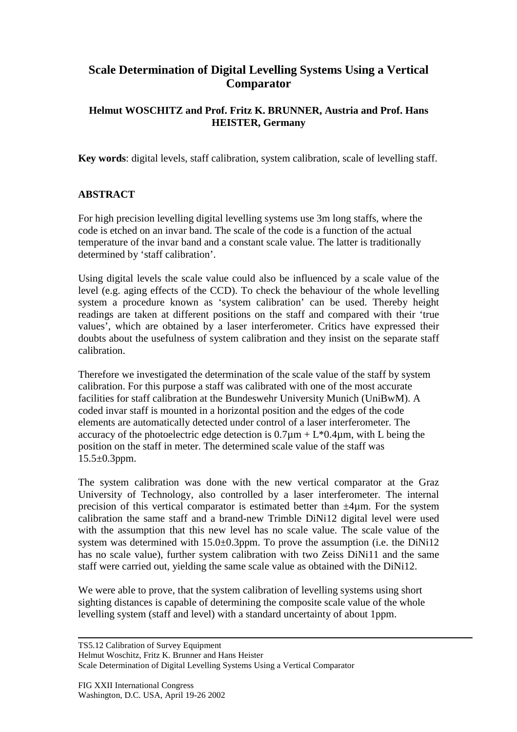# Scale Determination of Digital Levelling Systems Using a Vertical Comparator

**Helmut WOSCHITZ and Prof. Fritz K. BRUNNER, Austria and Prof. Hans HEISTER, Germany**

**Key words**: digital levels, staff calibration, system calibration, scale of levelling staff.

## ABSTRACT

For high precision levelling digital levelling systems use 3m long staffs, where the code is etched on an invar band. The scale of the code is a function of the actual temperature of the invar band and a constant scale value. The latter is traditionally determined by 'staff calibration'.

Using digital levels the scale value could also be influenced by a scale value of the level (e.g. aging effects of the CCD). To check the behaviour of the whole levelling system a procedure known as 'system calibration' can be used. Thereby height readings are taken at different positions on the staff and compared with their 'true values', which are obtained by a laser interferometer. Critics have expressed their doubts about the usefulness of system calibration and they insist on the separate staff calibration.

Therefore we investigated the determination of the scale value of the staff by system calibration. For this purpose a staff was calibrated with one of the most accurate facilities for staff calibration at the Bundeswehr University Munich (UniBwM). A coded invar staff is mounted in a horizontal position and the edges of the code elements are automatically detected under control of a laser interferometer. The accuracy of the photoelectric edge detection is $0.7\mu m + L*0.4\mu m$, with L being the position on the staff in meter. The determined scale value of the staff was $15.5\pm0.3$ppm.

The system calibration was done with the new vertical comparator at the Graz University of Technology, also controlled by a laser interferometer. The internal precision of this vertical comparator is estimated better than $\pm4\mu m$. For the system calibration the same staff and a brand-new Trimble DiNi12 digital level were used with the assumption that this new level has no scale value. The scale value of the system was determined with $15.0\pm0.3$ppm. To prove the assumption (i.e. the DiNi12 has no scale value), further system calibration with two Zeiss DiNi11 and the same staff were carried out, yielding the same scale value as obtained with the DiNi12.

We were able to prove, that the system calibration of levelling systems using short sighting distances is capable of determining the composite scale value of the whole levelling system (staff and level) with a standard uncertainty of about 1ppm.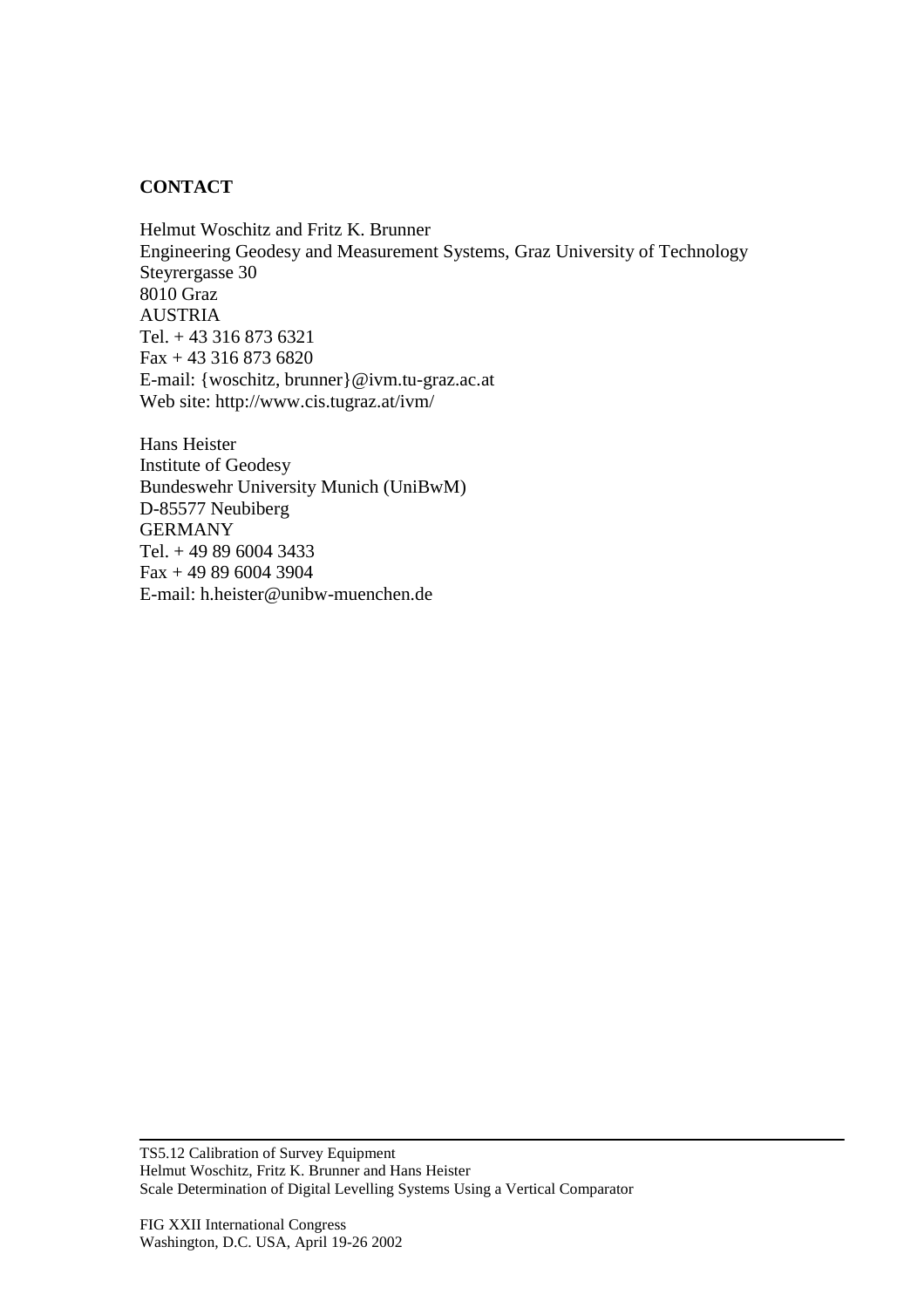**CONTACT**

Helmut Woschitz and Fritz K. Brunner
Engineering Geodesy and Measurement Systems, Graz University of Technology
Steyrergasse 30
8010 Graz
AUSTRIA
Tel. + 43 316 873 6321
Fax + 43 316 873 6820
E-mail: {woschitz, brunner}@ivm.tu-graz.ac.at
Web site: http://www.cis.tugraz.at/ivm/

Hans Heister
Institute of Geodesy
Bundeswehr University Munich (UniBwM)
D-85577 Neubiberg
GERMANY
Tel. + 49 89 6004 3433
Fax + 49 89 6004 3904
E-mail: h.heister@unibw-muenchen.de